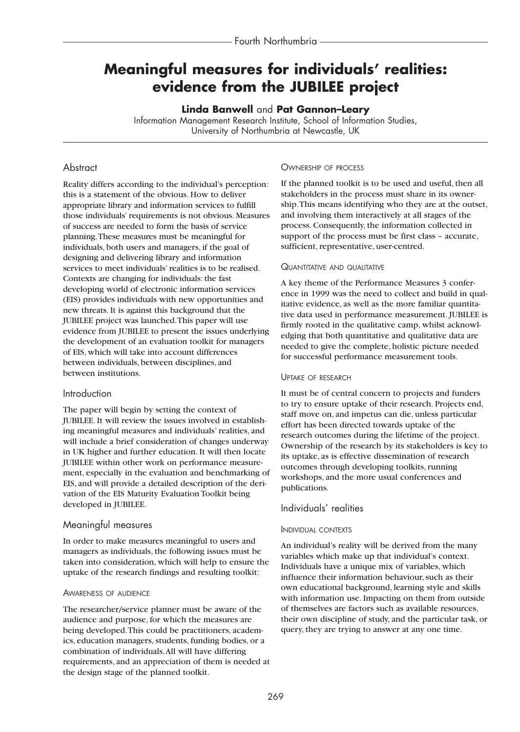# Meaningful measures for individuals' realities: evidence from the JUBILEE project

**Linda Banwell** and **Pat Gannon–Leary**

Information Management Research Institute, School of Information Studies, University of Northumbria at Newcastle, UK

## Abstract

Reality differs according to the individual's perception: this is a statement of the obvious. How to deliver appropriate library and information services to fulfill those individuals' requirements is not obvious. Measures of success are needed to form the basis of service planning. These measures must be meaningful for individuals, both users and managers, if the goal of designing and delivering library and information services to meet individuals' realities is to be realised. Contexts are changing for individuals: the fast developing world of electronic information services (EIS) provides individuals with new opportunities and new threats. It is against this background that the JUBILEE project was launched. This paper will use evidence from JUBILEE to present the issues underlying the development of an evaluation toolkit for managers of EIS, which will take into account differences between individuals, between disciplines, and between institutions.

## Introduction

The paper will begin by setting the context of JUBILEE. It will review the issues involved in establishing meaningful measures and individuals' realities, and will include a brief consideration of changes underway in UK higher and further education. It will then locate JUBILEE within other work on performance measurement, especially in the evaluation and benchmarking of EIS, and will provide a detailed description of the derivation of the EIS Maturity Evaluation Toolkit being developed in JUBILEE.

## Meaningful measures

In order to make measures meaningful to users and managers as individuals, the following issues must be taken into consideration, which will help to ensure the uptake of the research findings and resulting toolkit:

### Awareness of audience

The researcher/service planner must be aware of the audience and purpose, for which the measures are being developed. This could be practitioners, academics, education managers, students, funding bodies, or a combination of individuals. All will have differing requirements, and an appreciation of them is needed at the design stage of the planned toolkit.

### Ownership of process

If the planned toolkit is to be used and useful, then all stakeholders in the process must share in its ownership. This means identifying who they are at the outset, and involving them interactively at all stages of the process. Consequently, the information collected in support of the process must be first class – accurate, sufficient, representative, user-centred.

### Quantitative and qualitative

A key theme of the Performance Measures 3 conference in 1999 was the need to collect and build in qualitative evidence, as well as the more familiar quantitative data used in performance measurement. JUBILEE is firmly rooted in the qualitative camp, whilst acknowledging that both quantitative and qualitative data are needed to give the complete, holistic picture needed for successful performance measurement tools.

### Uptake of research

It must be of central concern to projects and funders to try to ensure uptake of their research. Projects end, staff move on, and impetus can die, unless particular effort has been directed towards uptake of the research outcomes during the lifetime of the project. Ownership of the research by its stakeholders is key to its uptake, as is effective dissemination of research outcomes through developing toolkits, running workshops, and the more usual conferences and publications.

## Individuals' realities

### Individual contexts

An individual's reality will be derived from the many variables which make up that individual's context. Individuals have a unique mix of variables, which influence their information behaviour, such as their own educational background, learning style and skills with information use. Impacting on them from outside of themselves are factors such as available resources, their own discipline of study, and the particular task, or query, they are trying to answer at any one time.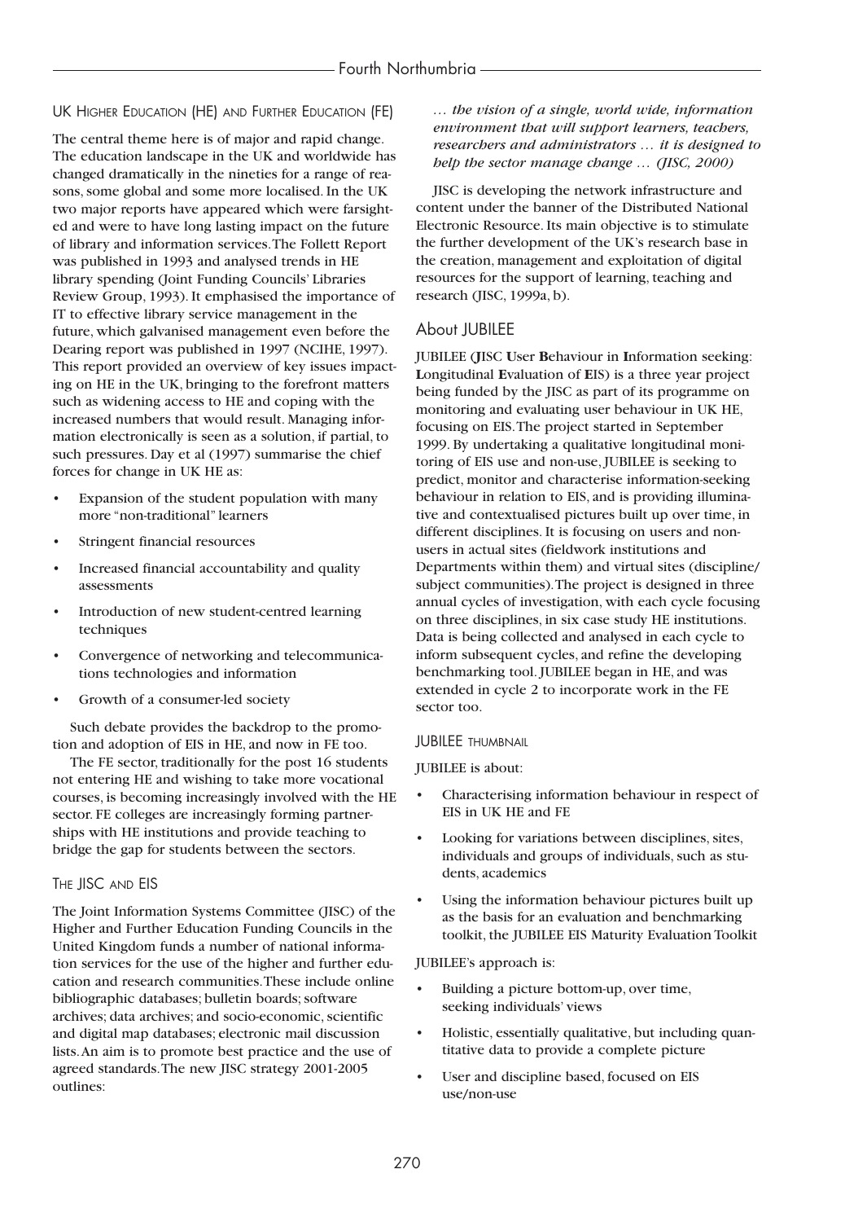### UK Higher Education (HE) and Further Education (FE)

The central theme here is of major and rapid change. The education landscape in the UK and worldwide has changed dramatically in the nineties for a range of reasons, some global and some more localised. In the UK two major reports have appeared which were farsighted and were to have long lasting impact on the future of library and information services. The Follett Report was published in 1993 and analysed trends in HE library spending (Joint Funding Councils' Libraries Review Group, 1993). It emphasised the importance of IT to effective library service management in the future, which galvanised management even before the Dearing report was published in 1997 (NCIHE, 1997). This report provided an overview of key issues impacting on HE in the UK, bringing to the forefront matters such as widening access to HE and coping with the increased numbers that would result. Managing information electronically is seen as a solution, if partial, to such pressures. Day et al (1997) summarise the chief forces for change in UK HE as:

- Expansion of the student population with many more "non-traditional" learners
- Stringent financial resources
- Increased financial accountability and quality assessments
- Introduction of new student-centred learning techniques
- Convergence of networking and telecommunications technologies and information
- Growth of a consumer-led society

Such debate provides the backdrop to the promotion and adoption of EIS in HE, and now in FE too.

The FE sector, traditionally for the post 16 students not entering HE and wishing to take more vocational courses, is becoming increasingly involved with the HE sector. FE colleges are increasingly forming partnerships with HE institutions and provide teaching to bridge the gap for students between the sectors.

### The JISC and EIS

The Joint Information Systems Committee (JISC) of the Higher and Further Education Funding Councils in the United Kingdom funds a number of national information services for the use of the higher and further education and research communities. These include online bibliographic databases; bulletin boards; software archives; data archives; and socio-economic, scientific and digital map databases; electronic mail discussion lists. An aim is to promote best practice and the use of agreed standards. The new JISC strategy 2001-2005 outlines:

*… the vision of a single, world wide, information environment that will support learners, teachers, researchers and administrators … it is designed to help the sector manage change … (JISC, 2000)*

JISC is developing the network infrastructure and content under the banner of the Distributed National Electronic Resource. Its main objective is to stimulate the further development of the UK's research base in the creation, management and exploitation of digital resources for the support of learning, teaching and research (JISC, 1999a, b).

## About JUBILEE

JUBILEE (**J**ISC **U**ser **B**ehaviour in **I**nformation seeking: **L**ongitudinal **E**valuation of **E**IS) is a three year project being funded by the JISC as part of its programme on monitoring and evaluating user behaviour in UK HE, focusing on EIS. The project started in September 1999. By undertaking a qualitative longitudinal monitoring of EIS use and non-use, JUBILEE is seeking to predict, monitor and characterise information-seeking behaviour in relation to EIS, and is providing illuminative and contextualised pictures built up over time, in different disciplines. It is focusing on users and non-users in actual sites (fieldwork institutions and Departments within them) and virtual sites (discipline/ subject communities). The project is designed in three annual cycles of investigation, with each cycle focusing on three disciplines, in six case study HE institutions. Data is being collected and analysed in each cycle to inform subsequent cycles, and refine the developing benchmarking tool. JUBILEE began in HE, and was extended in cycle 2 to incorporate work in the FE sector too.

### JUBILEE thumbnail

JUBILEE is about:

- Characterising information behaviour in respect of EIS in UK HE and FE
- Looking for variations between disciplines, sites, individuals and groups of individuals, such as students, academics
- Using the information behaviour pictures built up as the basis for an evaluation and benchmarking toolkit, the JUBILEE EIS Maturity Evaluation Toolkit

JUBILEE's approach is:

- Building a picture bottom-up, over time, seeking individuals' views
- Holistic, essentially qualitative, but including quantitative data to provide a complete picture
- User and discipline based, focused on EIS use/non-use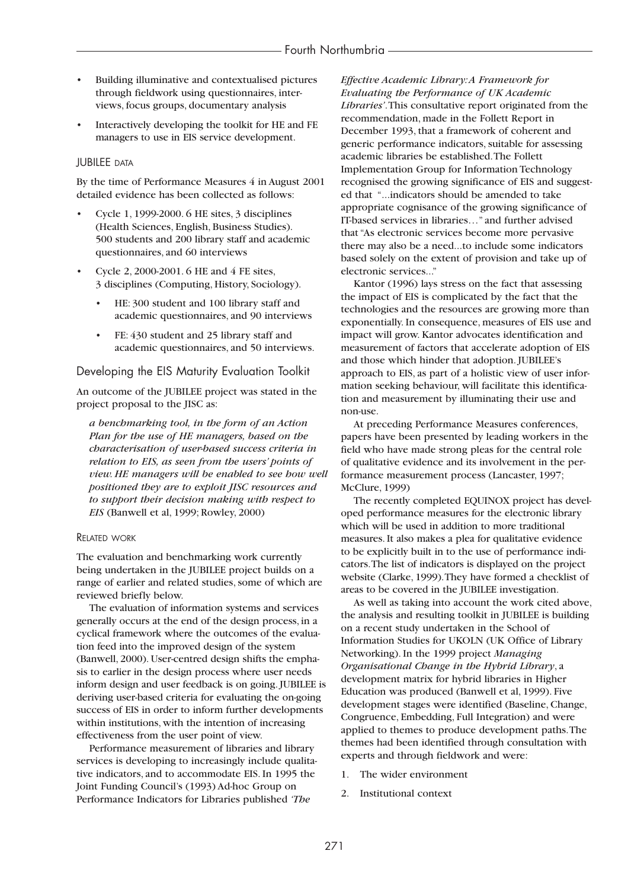- Building illuminative and contextualised pictures through fieldwork using questionnaires, interviews, focus groups, documentary analysis
- Interactively developing the toolkit for HE and FE managers to use in EIS service development.

### JUBILEE DATA

By the time of Performance Measures 4 in August 2001 detailed evidence has been collected as follows:

- Cycle 1, 1999-2000. 6 HE sites, 3 disciplines (Health Sciences, English, Business Studies). 500 students and 200 library staff and academic questionnaires, and 60 interviews
- Cycle 2, 2000-2001. 6 HE and 4 FE sites, 3 disciplines (Computing, History, Sociology).
  - HE: 300 student and 100 library staff and academic questionnaires, and 90 interviews
  - FE: 430 student and 25 library staff and academic questionnaires, and 50 interviews.

## Developing the EIS Maturity Evaluation Toolkit

An outcome of the JUBILEE project was stated in the project proposal to the JISC as:

> *a benchmarking tool, in the form of an Action Plan for the use of HE managers, based on the characterisation of user-based success criteria in relation to EIS, as seen from the users' points of view. HE managers will be enabled to see how well positioned they are to exploit JISC resources and to support their decision making with respect to EIS* (Banwell et al, 1999; Rowley, 2000)

### RELATED WORK

The evaluation and benchmarking work currently being undertaken in the JUBILEE project builds on a range of earlier and related studies, some of which are reviewed briefly below.

The evaluation of information systems and services generally occurs at the end of the design process, in a cyclical framework where the outcomes of the evaluation feed into the improved design of the system (Banwell, 2000). User-centred design shifts the emphasis to earlier in the design process where user needs inform design and user feedback is on going. JUBILEE is deriving user-based criteria for evaluating the on-going success of EIS in order to inform further developments within institutions, with the intention of increasing effectiveness from the user point of view.

Performance measurement of libraries and library services is developing to increasingly include qualitative indicators, and to accommodate EIS. In 1995 the Joint Funding Council's (1993) Ad-hoc Group on Performance Indicators for Libraries published *'The Effective Academic Library: A Framework for Evaluating the Performance of UK Academic Libraries'*. This consultative report originated from the recommendation, made in the Follett Report in December 1993, that a framework of coherent and generic performance indicators, suitable for assessing academic libraries be established. The Follett Implementation Group for Information Technology recognised the growing significance of EIS and suggested that "...indicators should be amended to take appropriate cognisance of the growing significance of IT-based services in libraries…" and further advised that "As electronic services become more pervasive there may also be a need...to include some indicators based solely on the extent of provision and take up of electronic services..."

Kantor (1996) lays stress on the fact that assessing the impact of EIS is complicated by the fact that the technologies and the resources are growing more than exponentially. In consequence, measures of EIS use and impact will grow. Kantor advocates identification and measurement of factors that accelerate adoption of EIS and those which hinder that adoption. JUBILEE's approach to EIS, as part of a holistic view of user information seeking behaviour, will facilitate this identification and measurement by illuminating their use and non-use.

At preceding Performance Measures conferences, papers have been presented by leading workers in the field who have made strong pleas for the central role of qualitative evidence and its involvement in the performance measurement process (Lancaster, 1997; McClure, 1999)

The recently completed EQUINOX project has developed performance measures for the electronic library which will be used in addition to more traditional measures. It also makes a plea for qualitative evidence to be explicitly built in to the use of performance indicators. The list of indicators is displayed on the project website (Clarke, 1999). They have formed a checklist of areas to be covered in the JUBILEE investigation.

As well as taking into account the work cited above, the analysis and resulting toolkit in JUBILEE is building on a recent study undertaken in the School of Information Studies for UKOLN (UK Office of Library Networking). In the 1999 project *Managing Organisational Change in the Hybrid Library*, a development matrix for hybrid libraries in Higher Education was produced (Banwell et al, 1999). Five development stages were identified (Baseline, Change, Congruence, Embedding, Full Integration) and were applied to themes to produce development paths. The themes had been identified through consultation with experts and through fieldwork and were:

1. The wider environment
2. Institutional context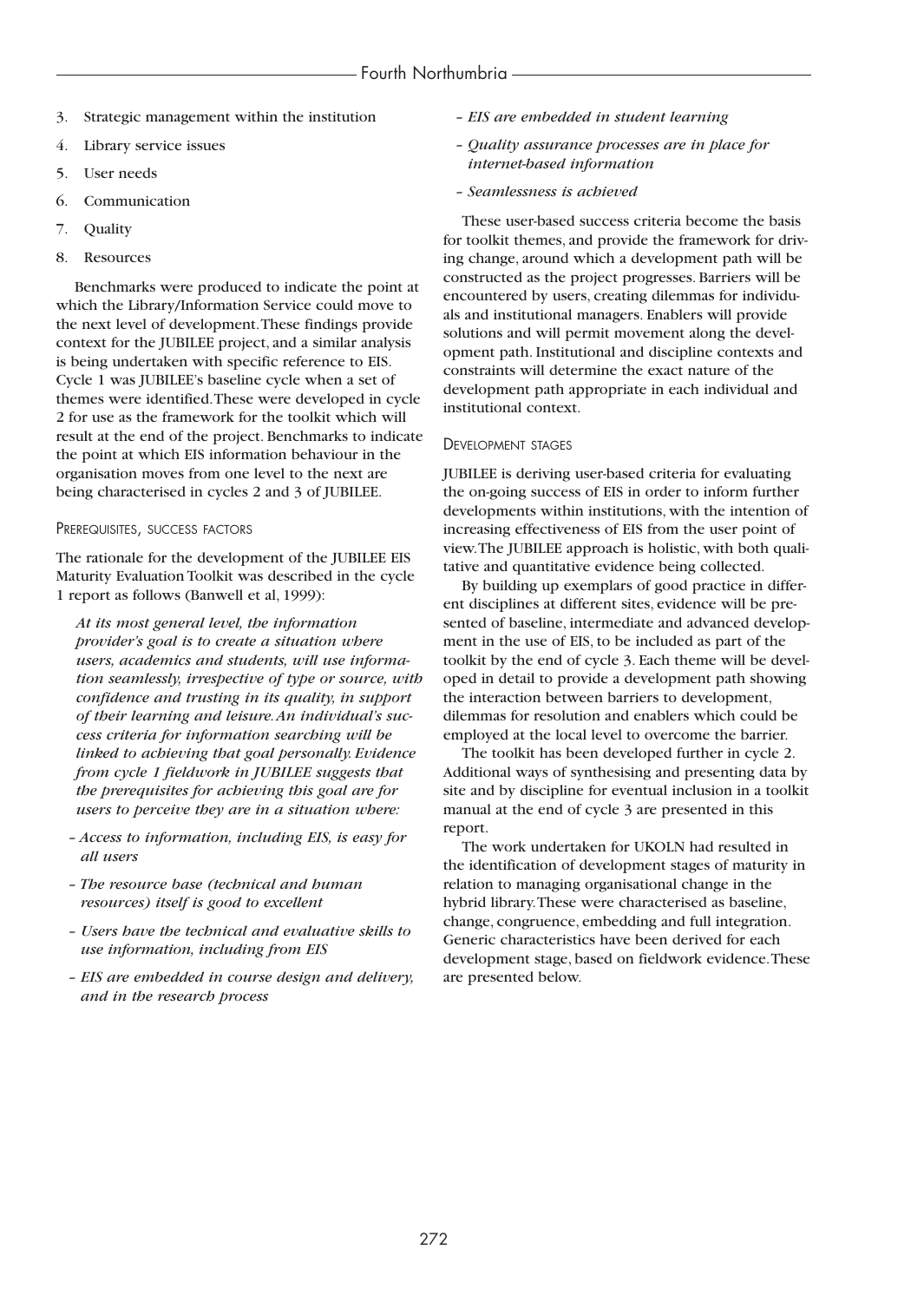3. Strategic management within the institution
4. Library service issues
5. User needs
6. Communication
7. Quality
8. Resources

Benchmarks were produced to indicate the point at which the Library/Information Service could move to the next level of development. These findings provide context for the JUBILEE project, and a similar analysis is being undertaken with specific reference to EIS. Cycle 1 was JUBILEE's baseline cycle when a set of themes were identified. These were developed in cycle 2 for use as the framework for the toolkit which will result at the end of the project. Benchmarks to indicate the point at which EIS information behaviour in the organisation moves from one level to the next are being characterised in cycles 2 and 3 of JUBILEE.

### Prerequisites, success factors

The rationale for the development of the JUBILEE EIS Maturity Evaluation Toolkit was described in the cycle 1 report as follows (Banwell et al, 1999):

*At its most general level, the information provider's goal is to create a situation where users, academics and students, will use information seamlessly, irrespective of type or source, with confidence and trusting in its quality, in support of their learning and leisure. An individual's success criteria for information searching will be linked to achieving that goal personally. Evidence from cycle 1 fieldwork in JUBILEE suggests that the prerequisites for achieving this goal are for users to perceive they are in a situation where:*

- *Access to information, including EIS, is easy for all users*
- *The resource base (technical and human resources) itself is good to excellent*
- *Users have the technical and evaluative skills to use information, including from EIS*
- *EIS are embedded in course design and delivery, and in the research process*
- *EIS are embedded in student learning*
- *Quality assurance processes are in place for internet-based information*
- *Seamlessness is achieved*

These user-based success criteria become the basis for toolkit themes, and provide the framework for driving change, around which a development path will be constructed as the project progresses. Barriers will be encountered by users, creating dilemmas for individuals and institutional managers. Enablers will provide solutions and will permit movement along the development path. Institutional and discipline contexts and constraints will determine the exact nature of the development path appropriate in each individual and institutional context.

### Development stages

JUBILEE is deriving user-based criteria for evaluating the on-going success of EIS in order to inform further developments within institutions, with the intention of increasing effectiveness of EIS from the user point of view. The JUBILEE approach is holistic, with both qualitative and quantitative evidence being collected.

By building up exemplars of good practice in different disciplines at different sites, evidence will be presented of baseline, intermediate and advanced development in the use of EIS, to be included as part of the toolkit by the end of cycle 3. Each theme will be developed in detail to provide a development path showing the interaction between barriers to development, dilemmas for resolution and enablers which could be employed at the local level to overcome the barrier.

The toolkit has been developed further in cycle 2. Additional ways of synthesising and presenting data by site and by discipline for eventual inclusion in a toolkit manual at the end of cycle 3 are presented in this report.

The work undertaken for UKOLN had resulted in the identification of development stages of maturity in relation to managing organisational change in the hybrid library. These were characterised as baseline, change, congruence, embedding and full integration. Generic characteristics have been derived for each development stage, based on fieldwork evidence. These are presented below.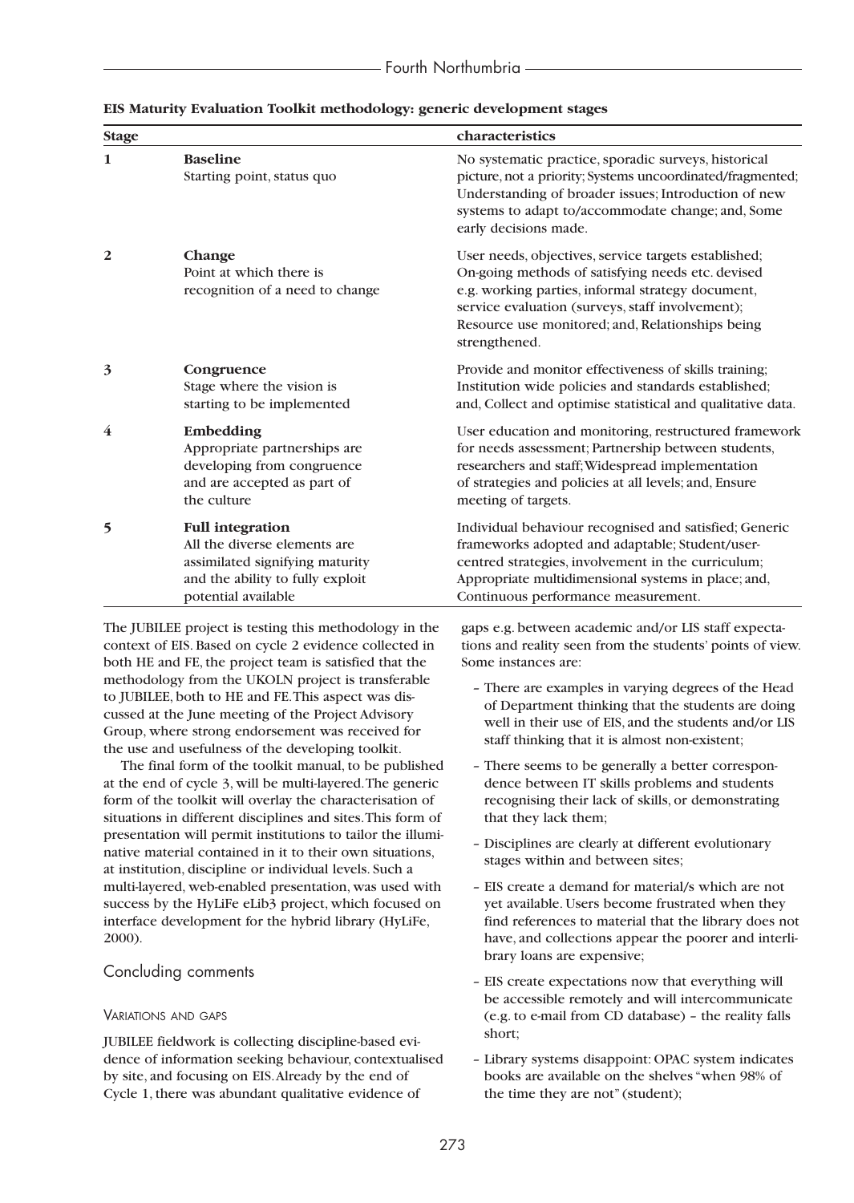**EIS Maturity Evaluation Toolkit methodology: generic development stages**

| Stage | | characteristics |
|---|---|---|
| 1 | **Baseline**<br>Starting point, status quo | No systematic practice, sporadic surveys, historical picture, not a priority; Systems uncoordinated/fragmented; Understanding of broader issues; Introduction of new systems to adapt to/accommodate change; and, Some early decisions made. |
| 2 | **Change**<br>Point at which there is recognition of a need to change | User needs, objectives, service targets established; On-going methods of satisfying needs etc. devised e.g. working parties, informal strategy document, service evaluation (surveys, staff involvement); Resource use monitored; and, Relationships being strengthened. |
| 3 | **Congruence**<br>Stage where the vision is starting to be implemented | Provide and monitor effectiveness of skills training; Institution wide policies and standards established; and, Collect and optimise statistical and qualitative data. |
| 4 | **Embedding**<br>Appropriate partnerships are developing from congruence and are accepted as part of the culture | User education and monitoring, restructured framework for needs assessment; Partnership between students, researchers and staff; Widespread implementation of strategies and policies at all levels; and, Ensure meeting of targets. |
| 5 | **Full integration**<br>All the diverse elements are assimilated signifying maturity and the ability to fully exploit potential available | Individual behaviour recognised and satisfied; Generic frameworks adopted and adaptable; Student/user-centred strategies, involvement in the curriculum; Appropriate multidimensional systems in place; and, Continuous performance measurement. |

The JUBILEE project is testing this methodology in the context of EIS. Based on cycle 2 evidence collected in both HE and FE, the project team is satisfied that the methodology from the UKOLN project is transferable to JUBILEE, both to HE and FE. This aspect was discussed at the June meeting of the Project Advisory Group, where strong endorsement was received for the use and usefulness of the developing toolkit.

The final form of the toolkit manual, to be published at the end of cycle 3, will be multi-layered. The generic form of the toolkit will overlay the characterisation of situations in different disciplines and sites. This form of presentation will permit institutions to tailor the illuminative material contained in it to their own situations, at institution, discipline or individual levels. Such a multi-layered, web-enabled presentation, was used with success by the HyLiFe eLib3 project, which focused on interface development for the hybrid library (HyLiFe, 2000).

## Concluding comments

### Variations and gaps

JUBILEE fieldwork is collecting discipline-based evidence of information seeking behaviour, contextualised by site, and focusing on EIS. Already by the end of Cycle 1, there was abundant qualitative evidence of gaps e.g. between academic and/or LIS staff expectations and reality seen from the students' points of view. Some instances are:

- There are examples in varying degrees of the Head of Department thinking that the students are doing well in their use of EIS, and the students and/or LIS staff thinking that it is almost non-existent;
- There seems to be generally a better correspondence between IT skills problems and students recognising their lack of skills, or demonstrating that they lack them;
- Disciplines are clearly at different evolutionary stages within and between sites;
- EIS create a demand for material/s which are not yet available. Users become frustrated when they find references to material that the library does not have, and collections appear the poorer and interlibrary loans are expensive;
- EIS create expectations now that everything will be accessible remotely and will intercommunicate (e.g. to e-mail from CD database) – the reality falls short;
- Library systems disappoint: OPAC system indicates books are available on the shelves "when 98% of the time they are not" (student);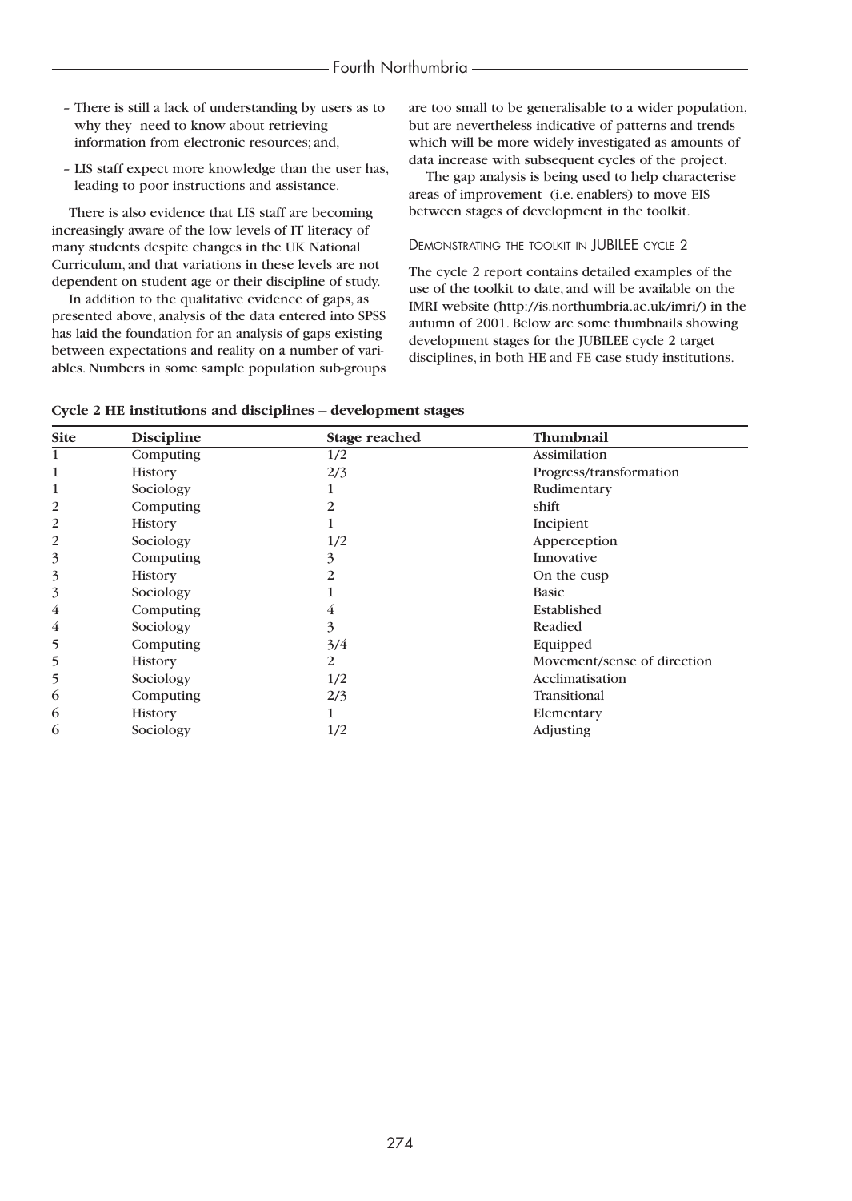- There is still a lack of understanding by users as to why they need to know about retrieving information from electronic resources; and,
- LIS staff expect more knowledge than the user has, leading to poor instructions and assistance.

There is also evidence that LIS staff are becoming increasingly aware of the low levels of IT literacy of many students despite changes in the UK National Curriculum, and that variations in these levels are not dependent on student age or their discipline of study.

In addition to the qualitative evidence of gaps, as presented above, analysis of the data entered into SPSS has laid the foundation for an analysis of gaps existing between expectations and reality on a number of variables. Numbers in some sample population sub-groups are too small to be generalisable to a wider population, but are nevertheless indicative of patterns and trends which will be more widely investigated as amounts of data increase with subsequent cycles of the project.

The gap analysis is being used to help characterise areas of improvement (i.e. enablers) to move EIS between stages of development in the toolkit.

### Demonstrating the toolkit in JUBILEE cycle 2

The cycle 2 report contains detailed examples of the use of the toolkit to date, and will be available on the IMRI website (http://is.northumbria.ac.uk/imri/) in the autumn of 2001. Below are some thumbnails showing development stages for the JUBILEE cycle 2 target disciplines, in both HE and FE case study institutions.

**Cycle 2 HE institutions and disciplines – development stages**

| Site | Discipline | Stage reached | Thumbnail |
|---|---|---|---|
| 1 | Computing | 1/2 | Assimilation |
| 1 | History | 2/3 | Progress/transformation |
| 1 | Sociology | 1 | Rudimentary |
| 2 | Computing | 2 | shift |
| 2 | History | 1 | Incipient |
| 2 | Sociology | 1/2 | Apperception |
| 3 | Computing | 3 | Innovative |
| 3 | History | 2 | On the cusp |
| 3 | Sociology | 1 | Basic |
| 4 | Computing | 4 | Established |
| 4 | Sociology | 3 | Readied |
| 5 | Computing | 3/4 | Equipped |
| 5 | History | 2 | Movement/sense of direction |
| 5 | Sociology | 1/2 | Acclimatisation |
| 6 | Computing | 2/3 | Transitional |
| 6 | History | 1 | Elementary |
| 6 | Sociology | 1/2 | Adjusting |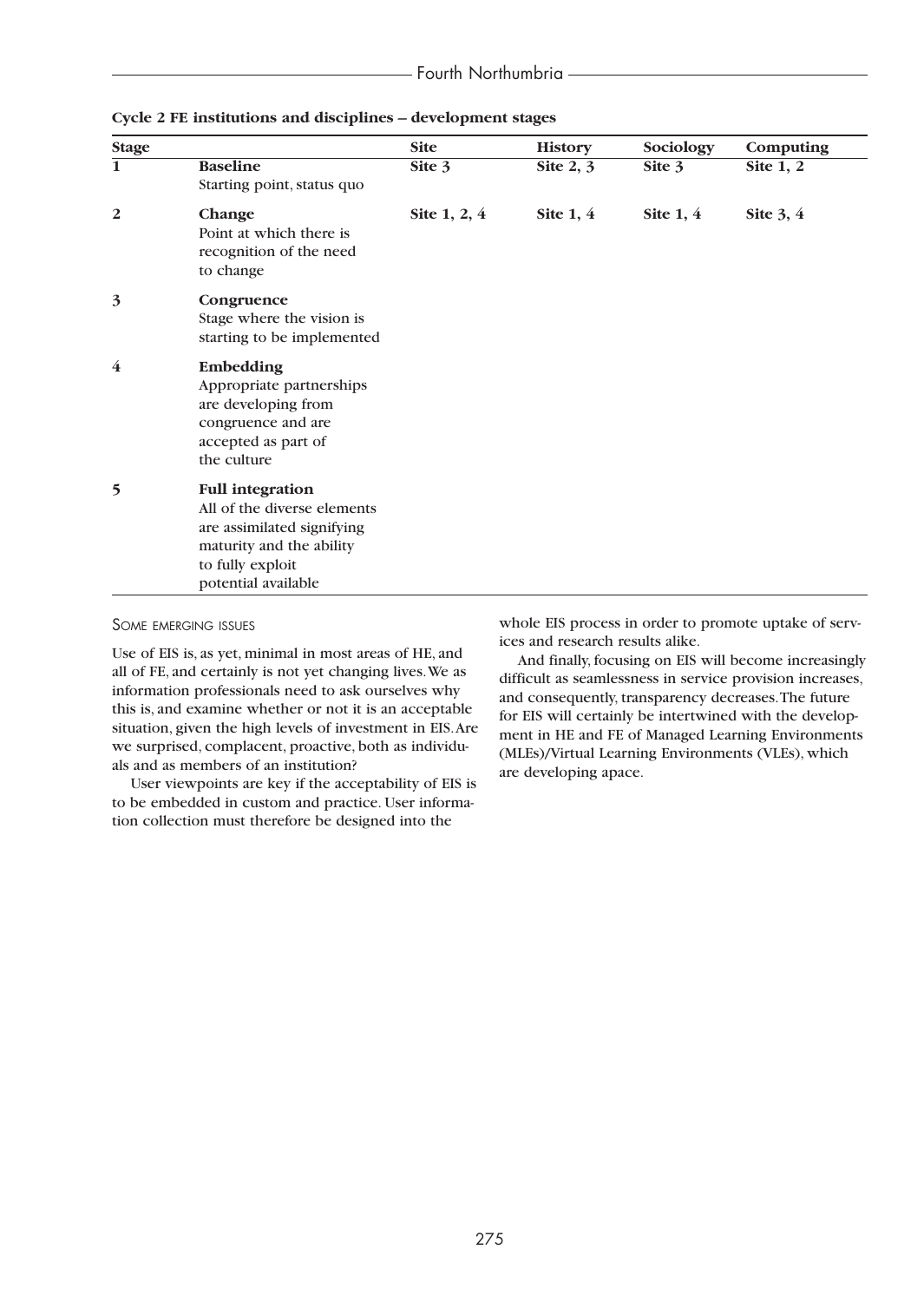**Cycle 2 FE institutions and disciplines – development stages**

| Stage | | Site | History | Sociology | Computing |
|---|---|---|---|---|---|
| 1 | **Baseline** Starting point, status quo | **Site 3** | **Site 2, 3** | **Site 3** | **Site 1, 2** |
| 2 | **Change** Point at which there is recognition of the need to change | **Site 1, 2, 4** | **Site 1, 4** | **Site 1, 4** | **Site 3, 4** |
| 3 | **Congruence** Stage where the vision is starting to be implemented | | | | |
| 4 | **Embedding** Appropriate partnerships are developing from congruence and are accepted as part of the culture | | | | |
| 5 | **Full integration** All of the diverse elements are assimilated signifying maturity and the ability to fully exploit potential available | | | | |

## Some emerging issues

Use of EIS is, as yet, minimal in most areas of HE, and all of FE, and certainly is not yet changing lives. We as information professionals need to ask ourselves why this is, and examine whether or not it is an acceptable situation, given the high levels of investment in EIS. Are we surprised, complacent, proactive, both as individuals and as members of an institution?

User viewpoints are key if the acceptability of EIS is to be embedded in custom and practice. User information collection must therefore be designed into the whole EIS process in order to promote uptake of services and research results alike.

And finally, focusing on EIS will become increasingly difficult as seamlessness in service provision increases, and consequently, transparency decreases. The future for EIS will certainly be intertwined with the development in HE and FE of Managed Learning Environments (MLEs)/Virtual Learning Environments (VLEs), which are developing apace.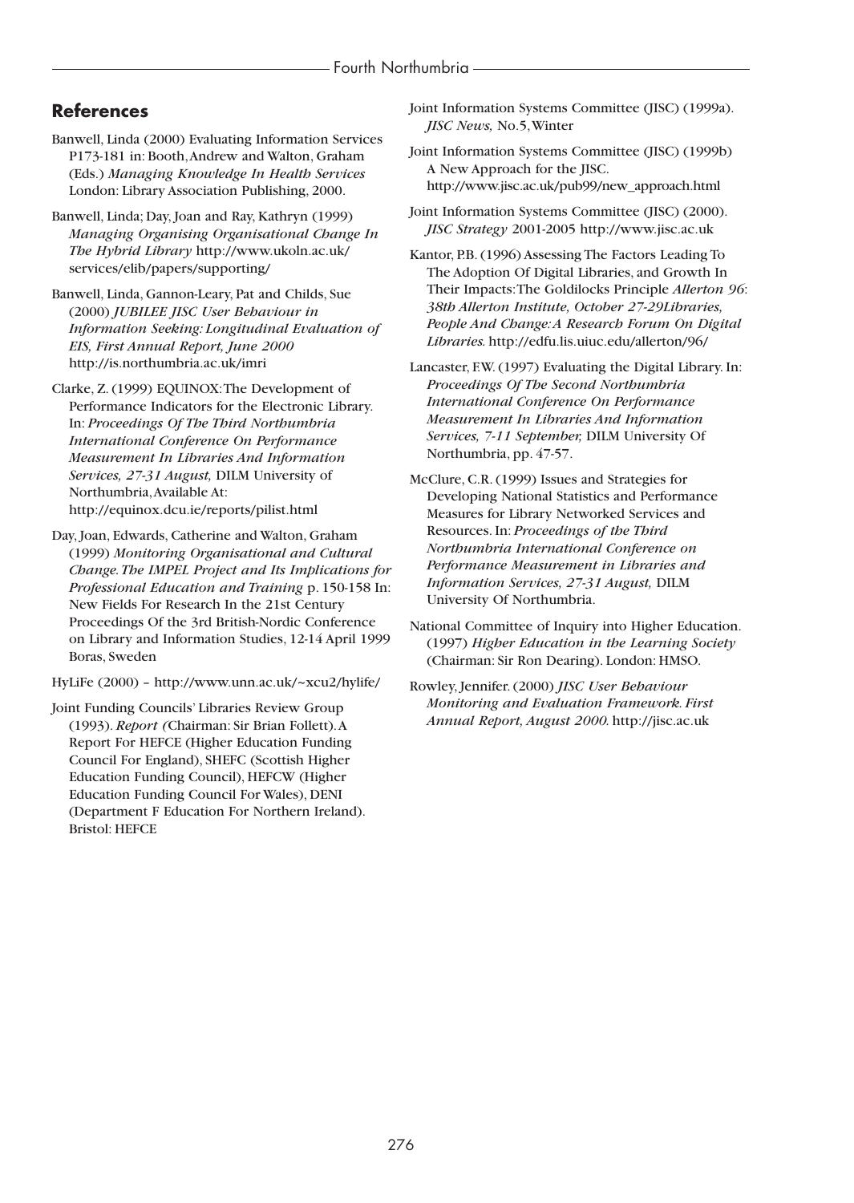## References

Banwell, Linda (2000) Evaluating Information Services P173-181 in: Booth, Andrew and Walton, Graham (Eds.) *Managing Knowledge In Health Services* London: Library Association Publishing, 2000.

Banwell, Linda; Day, Joan and Ray, Kathryn (1999) *Managing Organising Organisational Change In The Hybrid Library* http://www.ukoln.ac.uk/services/elib/papers/supporting/

Banwell, Linda, Gannon-Leary, Pat and Childs, Sue (2000) *JUBILEE JISC User Behaviour in Information Seeking: Longitudinal Evaluation of EIS, First Annual Report, June 2000* http://is.northumbria.ac.uk/imri

Clarke, Z. (1999) EQUINOX: The Development of Performance Indicators for the Electronic Library. In: *Proceedings Of The Third Northumbria International Conference On Performance Measurement In Libraries And Information Services, 27-31 August,* DILM University of Northumbria, Available At: http://equinox.dcu.ie/reports/pilist.html

Day, Joan, Edwards, Catherine and Walton, Graham (1999) *Monitoring Organisational and Cultural Change. The IMPEL Project and Its Implications for Professional Education and Training* p. 150-158 In: New Fields For Research In the 21st Century Proceedings Of the 3rd British-Nordic Conference on Library and Information Studies, 12-14 April 1999 Boras, Sweden

HyLiFe (2000) – http://www.unn.ac.uk/~xcu2/hylife/

Joint Funding Councils' Libraries Review Group (1993). *Report (*Chairman: Sir Brian Follett). A Report For HEFCE (Higher Education Funding Council For England), SHEFC (Scottish Higher Education Funding Council), HEFCW (Higher Education Funding Council For Wales), DENI (Department F Education For Northern Ireland). Bristol: HEFCE

Joint Information Systems Committee (JISC) (1999a). *JISC News,* No.5, Winter

Joint Information Systems Committee (JISC) (1999b) A New Approach for the JISC. http://www.jisc.ac.uk/pub99/new_approach.html

Joint Information Systems Committee (JISC) (2000). *JISC Strategy* 2001-2005 http://www.jisc.ac.uk

Kantor, P.B. (1996) Assessing The Factors Leading To The Adoption Of Digital Libraries, and Growth In Their Impacts: The Goldilocks Principle *Allerton 96*: *38th Allerton Institute, October 27-29Libraries, People And Change: A Research Forum On Digital Libraries.* http://edfu.lis.uiuc.edu/allerton/96/

Lancaster, F.W. (1997) Evaluating the Digital Library. In: *Proceedings Of The Second Northumbria International Conference On Performance Measurement In Libraries And Information Services, 7-11 September,* DILM University Of Northumbria, pp. 47-57.

McClure, C.R. (1999) Issues and Strategies for Developing National Statistics and Performance Measures for Library Networked Services and Resources. In: *Proceedings of the Third Northumbria International Conference on Performance Measurement in Libraries and Information Services, 27-31 August,* DILM University Of Northumbria.

National Committee of Inquiry into Higher Education. (1997) *Higher Education in the Learning Society* (Chairman: Sir Ron Dearing). London: HMSO.

Rowley, Jennifer. (2000) *JISC User Behaviour Monitoring and Evaluation Framework. First Annual Report, August 2000.* http://jisc.ac.uk